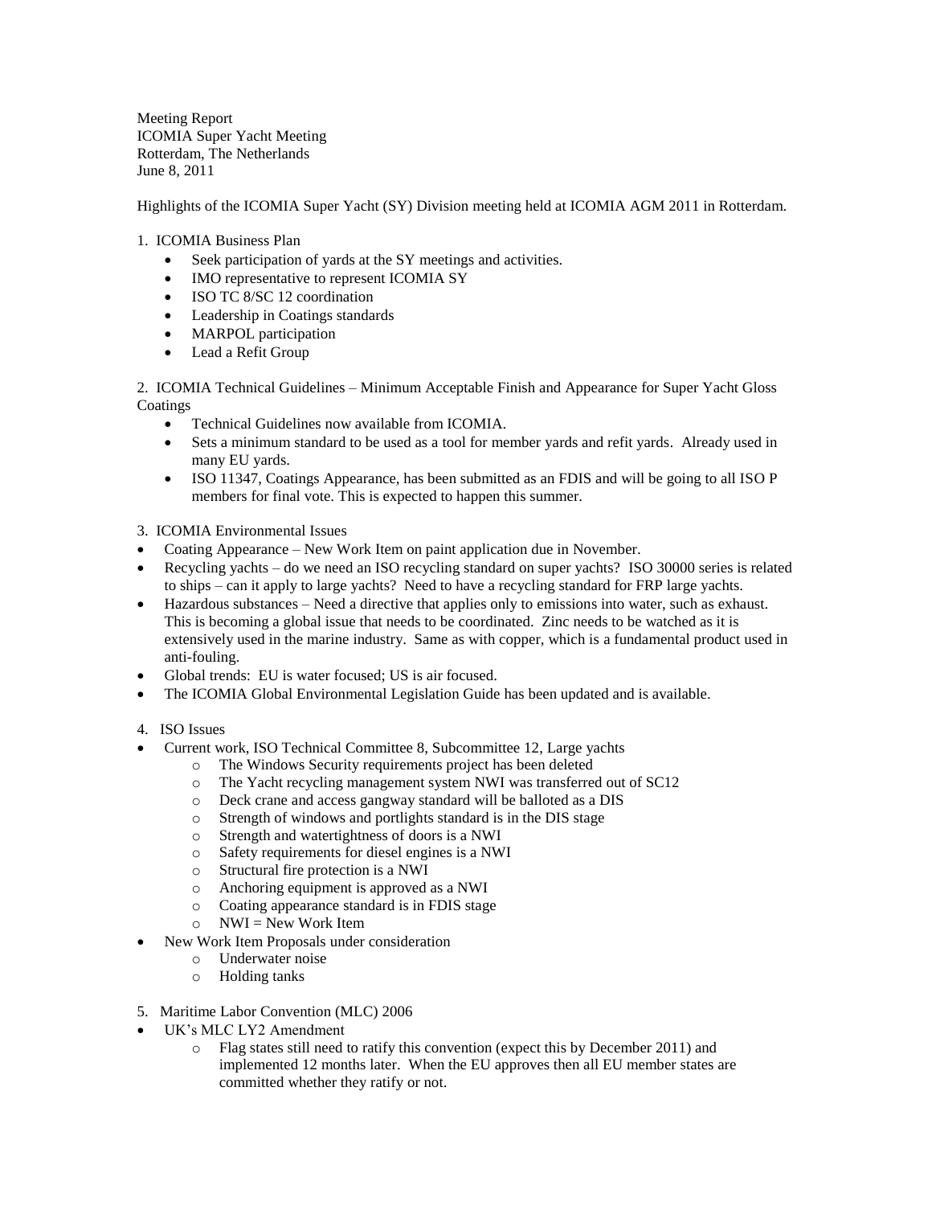Meeting Report
ICOMIA Super Yacht Meeting
Rotterdam, The Netherlands
June 8, 2011

Highlights of the ICOMIA Super Yacht (SY) Division meeting held at ICOMIA AGM 2011 in Rotterdam.

1. ICOMIA Business Plan
   - Seek participation of yards at the SY meetings and activities.
   - IMO representative to represent ICOMIA SY
   - ISO TC 8/SC 12 coordination
   - Leadership in Coatings standards
   - MARPOL participation
   - Lead a Refit Group

2. ICOMIA Technical Guidelines – Minimum Acceptable Finish and Appearance for Super Yacht Gloss Coatings
   - Technical Guidelines now available from ICOMIA.
   - Sets a minimum standard to be used as a tool for member yards and refit yards. Already used in many EU yards.
   - ISO 11347, Coatings Appearance, has been submitted as an FDIS and will be going to all ISO P members for final vote. This is expected to happen this summer.

3. ICOMIA Environmental Issues

- Coating Appearance – New Work Item on paint application due in November.
- Recycling yachts – do we need an ISO recycling standard on super yachts? ISO 30000 series is related to ships – can it apply to large yachts? Need to have a recycling standard for FRP large yachts.
- Hazardous substances – Need a directive that applies only to emissions into water, such as exhaust. This is becoming a global issue that needs to be coordinated. Zinc needs to be watched as it is extensively used in the marine industry. Same as with copper, which is a fundamental product used in anti-fouling.
- Global trends: EU is water focused; US is air focused.
- The ICOMIA Global Environmental Legislation Guide has been updated and is available.

4. ISO Issues

- Current work, ISO Technical Committee 8, Subcommittee 12, Large yachts
  - The Windows Security requirements project has been deleted
  - The Yacht recycling management system NWI was transferred out of SC12
  - Deck crane and access gangway standard will be balloted as a DIS
  - Strength of windows and portlights standard is in the DIS stage
  - Strength and watertightness of doors is a NWI
  - Safety requirements for diesel engines is a NWI
  - Structural fire protection is a NWI
  - Anchoring equipment is approved as a NWI
  - Coating appearance standard is in FDIS stage
  - NWI = New Work Item
- New Work Item Proposals under consideration
  - Underwater noise
  - Holding tanks

5. Maritime Labor Convention (MLC) 2006

- UK's MLC LY2 Amendment
  - Flag states still need to ratify this convention (expect this by December 2011) and implemented 12 months later. When the EU approves then all EU member states are committed whether they ratify or not.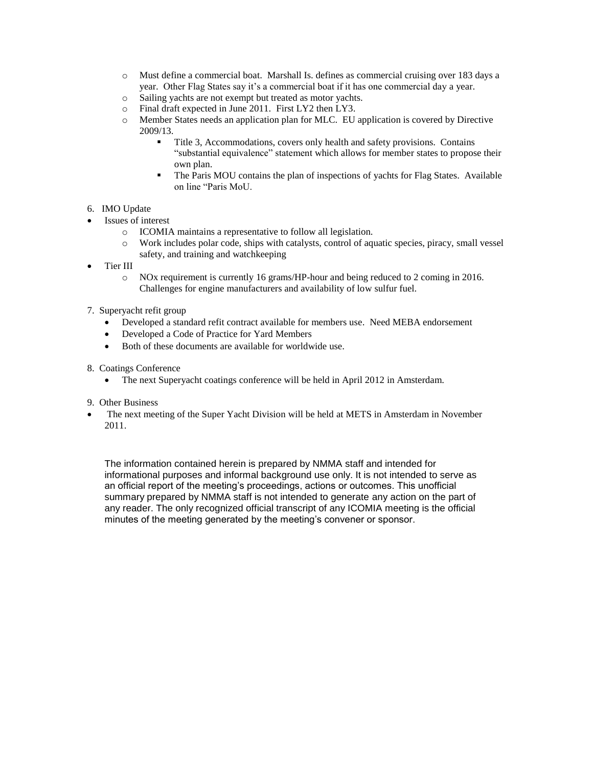- Must define a commercial boat. Marshall Is. defines as commercial cruising over 183 days a year. Other Flag States say it's a commercial boat if it has one commercial day a year.
  - Sailing yachts are not exempt but treated as motor yachts.
  - Final draft expected in June 2011. First LY2 then LY3.
  - Member States needs an application plan for MLC. EU application is covered by Directive 2009/13.
    - Title 3, Accommodations, covers only health and safety provisions. Contains "substantial equivalence" statement which allows for member states to propose their own plan.
    - The Paris MOU contains the plan of inspections of yachts for Flag States. Available on line "Paris MoU.

6. IMO Update

- Issues of interest
  - ICOMIA maintains a representative to follow all legislation.
  - Work includes polar code, ships with catalysts, control of aquatic species, piracy, small vessel safety, and training and watchkeeping
- Tier III
  - NOx requirement is currently 16 grams/HP-hour and being reduced to 2 coming in 2016. Challenges for engine manufacturers and availability of low sulfur fuel.

7. Superyacht refit group

- Developed a standard refit contract available for members use. Need MEBA endorsement
- Developed a Code of Practice for Yard Members
- Both of these documents are available for worldwide use.

8. Coatings Conference

- The next Superyacht coatings conference will be held in April 2012 in Amsterdam.

9. Other Business

- The next meeting of the Super Yacht Division will be held at METS in Amsterdam in November 2011.

The information contained herein is prepared by NMMA staff and intended for informational purposes and informal background use only. It is not intended to serve as an official report of the meeting's proceedings, actions or outcomes. This unofficial summary prepared by NMMA staff is not intended to generate any action on the part of any reader. The only recognized official transcript of any ICOMIA meeting is the official minutes of the meeting generated by the meeting's convener or sponsor.